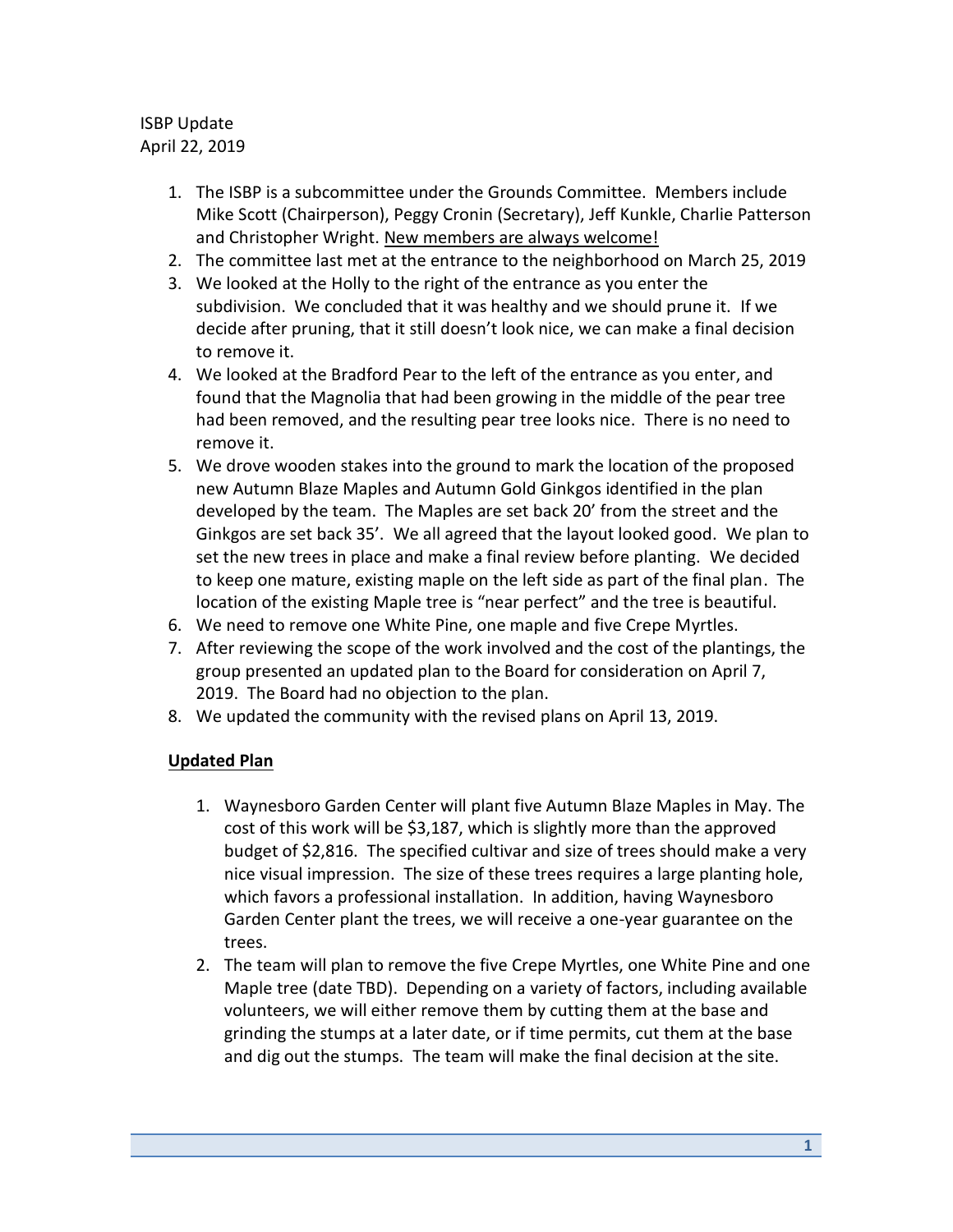ISBP Update
April 22, 2019

1. The ISBP is a subcommittee under the Grounds Committee. Members include Mike Scott (Chairperson), Peggy Cronin (Secretary), Jeff Kunkle, Charlie Patterson and Christopher Wright. <u>New members are always welcome!</u>
2. The committee last met at the entrance to the neighborhood on March 25, 2019
3. We looked at the Holly to the right of the entrance as you enter the subdivision. We concluded that it was healthy and we should prune it. If we decide after pruning, that it still doesn't look nice, we can make a final decision to remove it.
4. We looked at the Bradford Pear to the left of the entrance as you enter, and found that the Magnolia that had been growing in the middle of the pear tree had been removed, and the resulting pear tree looks nice. There is no need to remove it.
5. We drove wooden stakes into the ground to mark the location of the proposed new Autumn Blaze Maples and Autumn Gold Ginkgos identified in the plan developed by the team. The Maples are set back 20' from the street and the Ginkgos are set back 35'. We all agreed that the layout looked good. We plan to set the new trees in place and make a final review before planting. We decided to keep one mature, existing maple on the left side as part of the final plan. The location of the existing Maple tree is "near perfect" and the tree is beautiful.
6. We need to remove one White Pine, one maple and five Crepe Myrtles.
7. After reviewing the scope of the work involved and the cost of the plantings, the group presented an updated plan to the Board for consideration on April 7, 2019. The Board had no objection to the plan.
8. We updated the community with the revised plans on April 13, 2019.

**<u>Updated Plan</u>**

1. Waynesboro Garden Center will plant five Autumn Blaze Maples in May. The cost of this work will be $3,187, which is slightly more than the approved budget of $2,816. The specified cultivar and size of trees should make a very nice visual impression. The size of these trees requires a large planting hole, which favors a professional installation. In addition, having Waynesboro Garden Center plant the trees, we will receive a one-year guarantee on the trees.
2. The team will plan to remove the five Crepe Myrtles, one White Pine and one Maple tree (date TBD). Depending on a variety of factors, including available volunteers, we will either remove them by cutting them at the base and grinding the stumps at a later date, or if time permits, cut them at the base and dig out the stumps. The team will make the final decision at the site.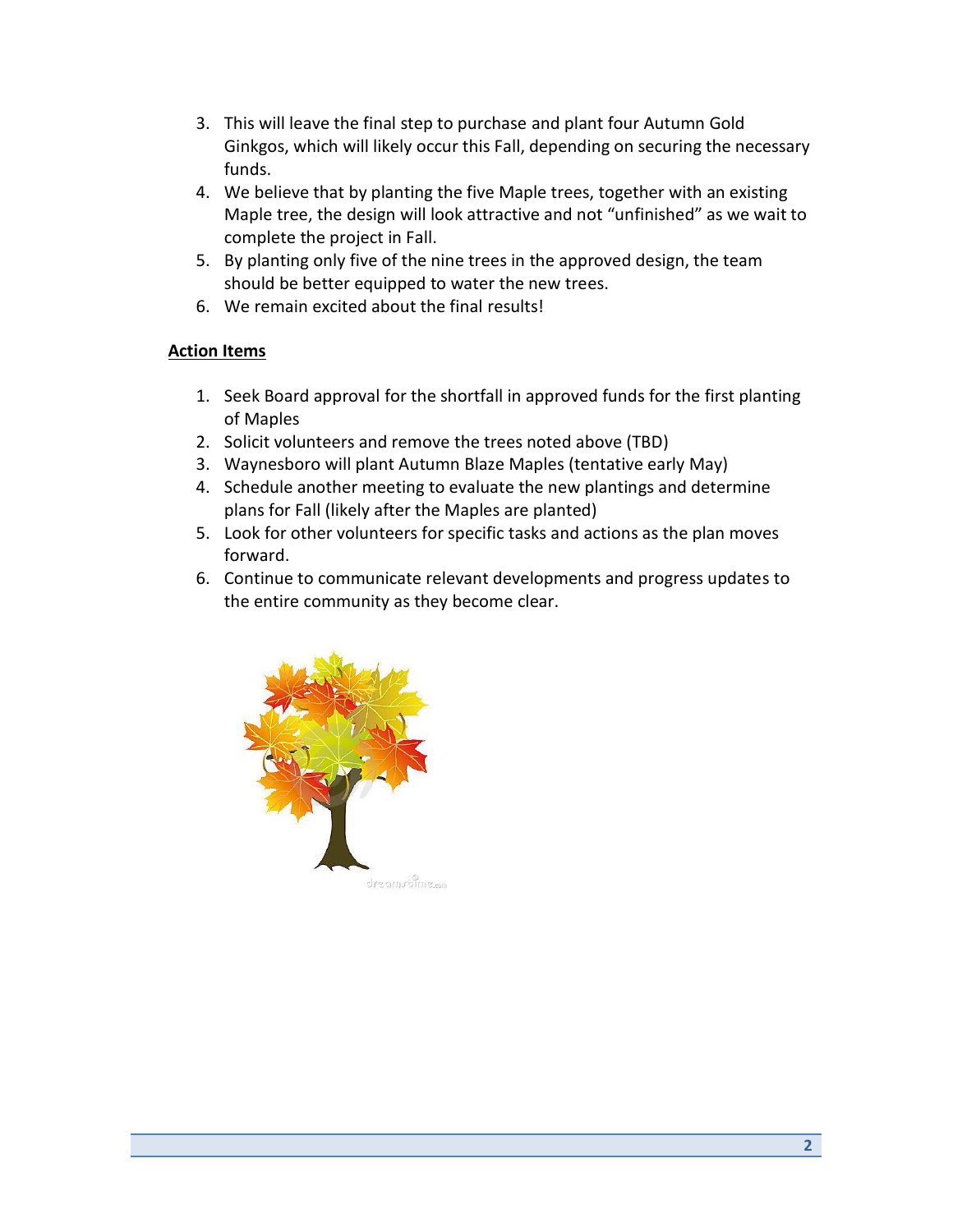3. This will leave the final step to purchase and plant four Autumn Gold Ginkgos, which will likely occur this Fall, depending on securing the necessary funds.
4. We believe that by planting the five Maple trees, together with an existing Maple tree, the design will look attractive and not "unfinished" as we wait to complete the project in Fall.
5. By planting only five of the nine trees in the approved design, the team should be better equipped to water the new trees.
6. We remain excited about the final results!

**Action Items**

1. Seek Board approval for the shortfall in approved funds for the first planting of Maples
2. Solicit volunteers and remove the trees noted above (TBD)
3. Waynesboro will plant Autumn Blaze Maples (tentative early May)
4. Schedule another meeting to evaluate the new plantings and determine plans for Fall (likely after the Maples are planted)
5. Look for other volunteers for specific tasks and actions as the plan moves forward.
6. Continue to communicate relevant developments and progress updates to the entire community as they become clear.